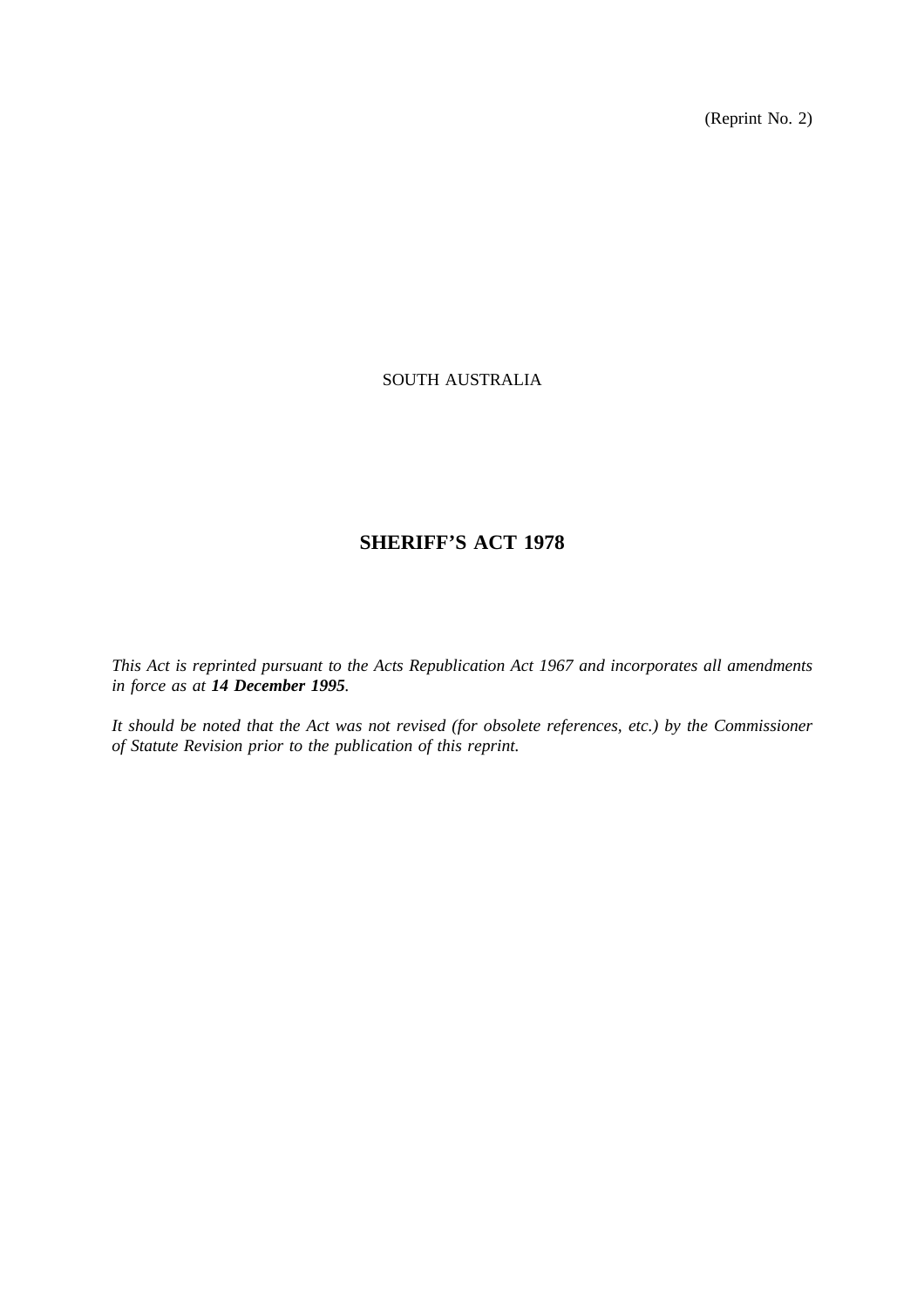(Reprint No. 2)

SOUTH AUSTRALIA

# SHERIFF'S ACT 1978

*This Act is reprinted pursuant to the Acts Republication Act 1967 and incorporates all amendments in force as at **14 December 1995**.*

*It should be noted that the Act was not revised (for obsolete references, etc.) by the Commissioner of Statute Revision prior to the publication of this reprint.*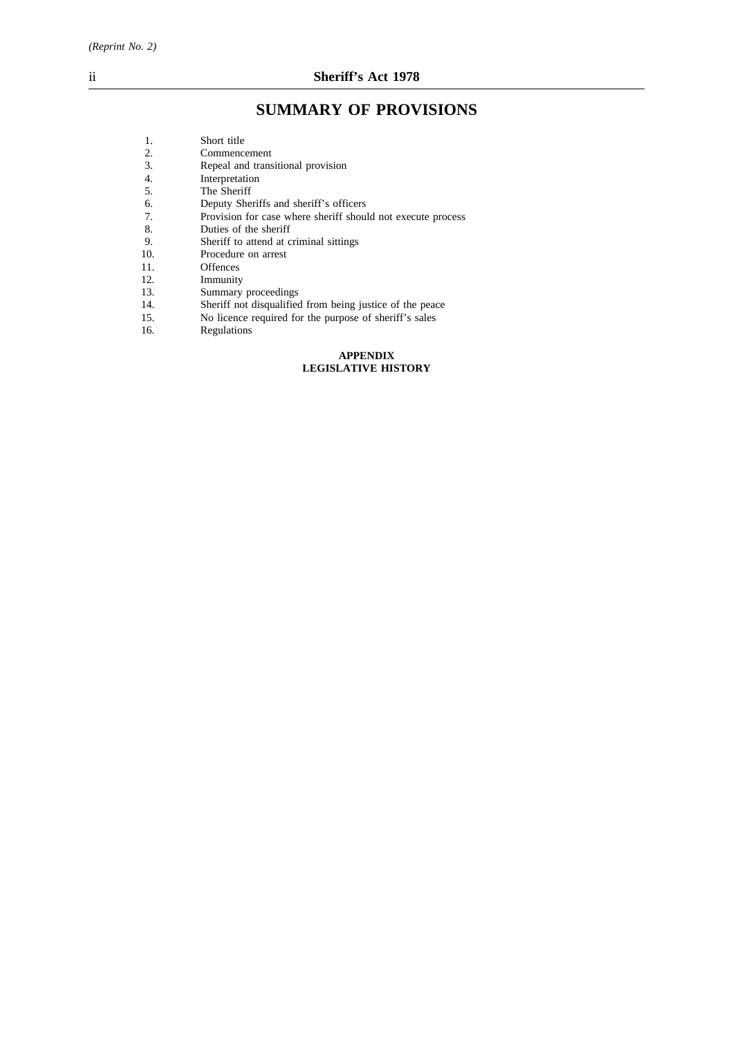# SUMMARY OF PROVISIONS

1. Short title
2. Commencement
3. Repeal and transitional provision
4. Interpretation
5. The Sheriff
6. Deputy Sheriffs and sheriff's officers
7. Provision for case where sheriff should not execute process
8. Duties of the sheriff
9. Sheriff to attend at criminal sittings
10. Procedure on arrest
11. Offences
12. Immunity
13. Summary proceedings
14. Sheriff not disqualified from being justice of the peace
15. No licence required for the purpose of sheriff's sales
16. Regulations

**APPENDIX**
**LEGISLATIVE HISTORY**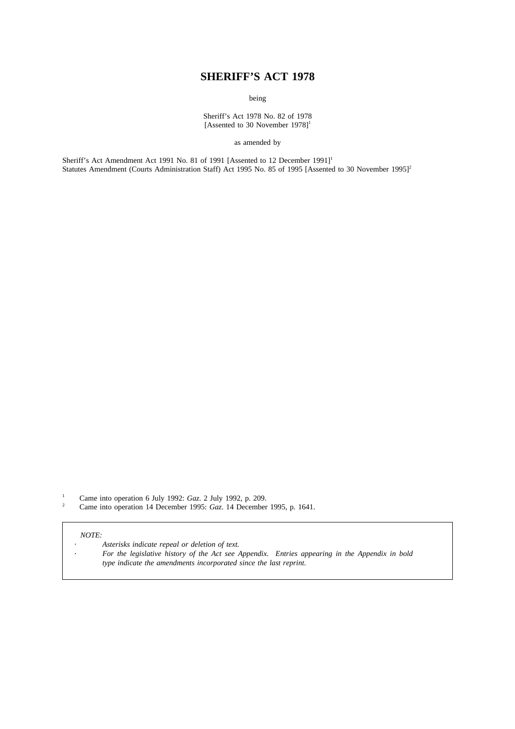# SHERIFF'S ACT 1978

being

Sheriff's Act 1978 No. 82 of 1978
[Assented to 30 November 1978][1]

as amended by

Sheriff's Act Amendment Act 1991 No. 81 of 1991 [Assented to 12 December 1991][1]
Statutes Amendment (Courts Administration Staff) Act 1995 No. 85 of 1995 [Assented to 30 November 1995][2]

[1] Came into operation 6 July 1992: *Gaz*. 2 July 1992, p. 209.
[2] Came into operation 14 December 1995: *Gaz*. 14 December 1995, p. 1641.

*NOTE:*

- *Asterisks indicate repeal or deletion of text.*
- *For the legislative history of the Act see Appendix. Entries appearing in the Appendix in bold type indicate the amendments incorporated since the last reprint.*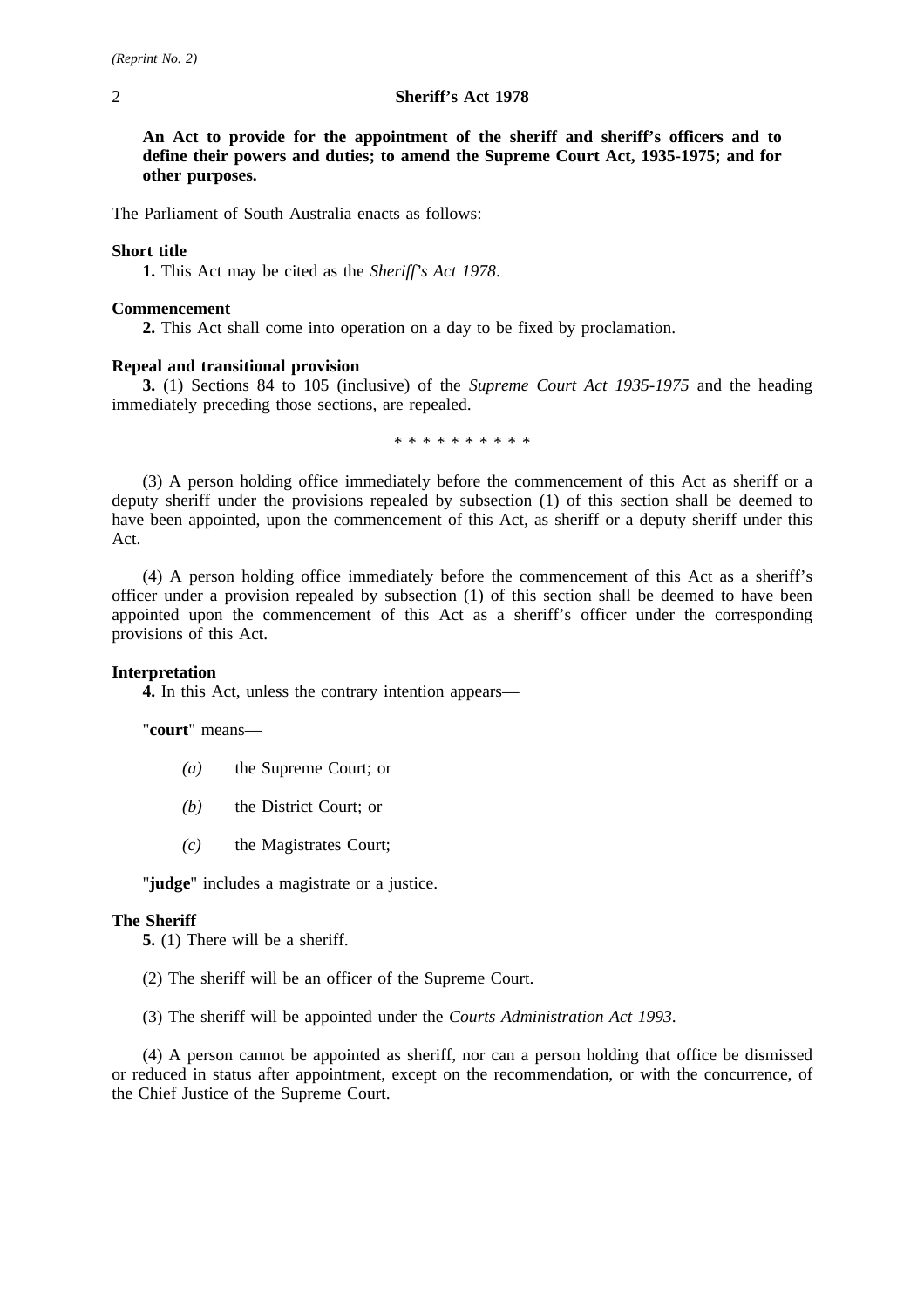**An Act to provide for the appointment of the sheriff and sheriff's officers and to define their powers and duties; to amend the Supreme Court Act, 1935-1975; and for other purposes.**

The Parliament of South Australia enacts as follows:

**Short title**

**1.** This Act may be cited as the *Sheriff's Act 1978*.

**Commencement**

**2.** This Act shall come into operation on a day to be fixed by proclamation.

**Repeal and transitional provision**

**3.** (1) Sections 84 to 105 (inclusive) of the *Supreme Court Act 1935-1975* and the heading immediately preceding those sections, are repealed.

\* \* \* \* \* \* \* \* \* \*

(3) A person holding office immediately before the commencement of this Act as sheriff or a deputy sheriff under the provisions repealed by subsection (1) of this section shall be deemed to have been appointed, upon the commencement of this Act, as sheriff or a deputy sheriff under this Act.

(4) A person holding office immediately before the commencement of this Act as a sheriff's officer under a provision repealed by subsection (1) of this section shall be deemed to have been appointed upon the commencement of this Act as a sheriff's officer under the corresponding provisions of this Act.

**Interpretation**

**4.** In this Act, unless the contrary intention appears—

"**court**" means—

*(a)* the Supreme Court; or

*(b)* the District Court; or

*(c)* the Magistrates Court;

"**judge**" includes a magistrate or a justice.

**The Sheriff**

**5.** (1) There will be a sheriff.

(2) The sheriff will be an officer of the Supreme Court.

(3) The sheriff will be appointed under the *Courts Administration Act 1993*.

(4) A person cannot be appointed as sheriff, nor can a person holding that office be dismissed or reduced in status after appointment, except on the recommendation, or with the concurrence, of the Chief Justice of the Supreme Court.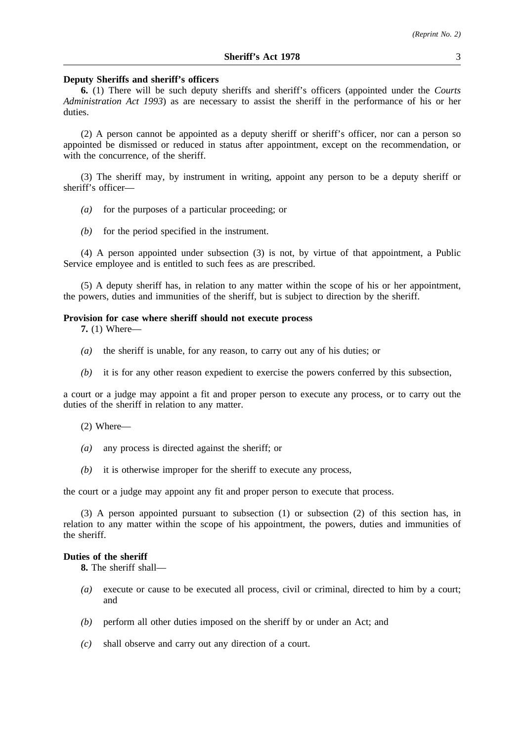**Deputy Sheriffs and sheriff's officers**

**6.** (1) There will be such deputy sheriffs and sheriff's officers (appointed under the *Courts Administration Act 1993*) as are necessary to assist the sheriff in the performance of his or her duties.

(2) A person cannot be appointed as a deputy sheriff or sheriff's officer, nor can a person so appointed be dismissed or reduced in status after appointment, except on the recommendation, or with the concurrence, of the sheriff.

(3) The sheriff may, by instrument in writing, appoint any person to be a deputy sheriff or sheriff's officer—

- *(a)* for the purposes of a particular proceeding; or
- *(b)* for the period specified in the instrument.

(4) A person appointed under subsection (3) is not, by virtue of that appointment, a Public Service employee and is entitled to such fees as are prescribed.

(5) A deputy sheriff has, in relation to any matter within the scope of his or her appointment, the powers, duties and immunities of the sheriff, but is subject to direction by the sheriff.

**Provision for case where sheriff should not execute process**

**7.** (1) Where—

- *(a)* the sheriff is unable, for any reason, to carry out any of his duties; or
- *(b)* it is for any other reason expedient to exercise the powers conferred by this subsection,

a court or a judge may appoint a fit and proper person to execute any process, or to carry out the duties of the sheriff in relation to any matter.

(2) Where—

- *(a)* any process is directed against the sheriff; or
- *(b)* it is otherwise improper for the sheriff to execute any process,

the court or a judge may appoint any fit and proper person to execute that process.

(3) A person appointed pursuant to subsection (1) or subsection (2) of this section has, in relation to any matter within the scope of his appointment, the powers, duties and immunities of the sheriff.

**Duties of the sheriff**

**8.** The sheriff shall—

- *(a)* execute or cause to be executed all process, civil or criminal, directed to him by a court; and
- *(b)* perform all other duties imposed on the sheriff by or under an Act; and
- *(c)* shall observe and carry out any direction of a court.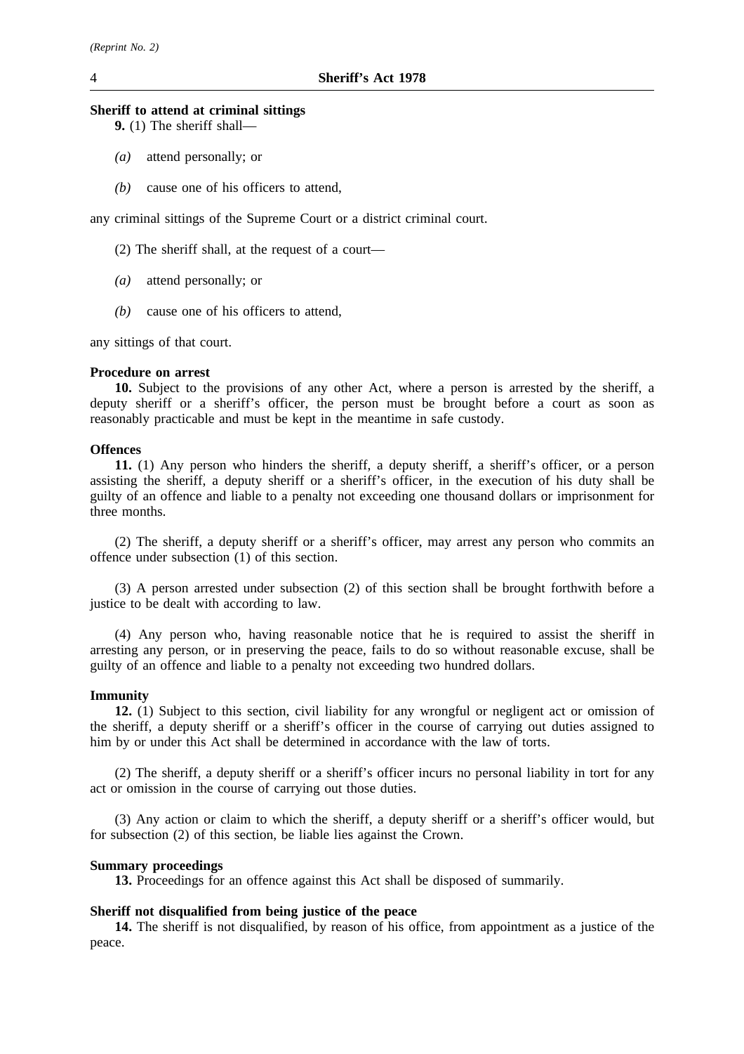**Sheriff to attend at criminal sittings**

**9.** (1) The sheriff shall—

*(a)* attend personally; or

*(b)* cause one of his officers to attend,

any criminal sittings of the Supreme Court or a district criminal court.

(2) The sheriff shall, at the request of a court—

*(a)* attend personally; or

*(b)* cause one of his officers to attend,

any sittings of that court.

**Procedure on arrest**

**10.** Subject to the provisions of any other Act, where a person is arrested by the sheriff, a deputy sheriff or a sheriff's officer, the person must be brought before a court as soon as reasonably practicable and must be kept in the meantime in safe custody.

**Offences**

**11.** (1) Any person who hinders the sheriff, a deputy sheriff, a sheriff's officer, or a person assisting the sheriff, a deputy sheriff or a sheriff's officer, in the execution of his duty shall be guilty of an offence and liable to a penalty not exceeding one thousand dollars or imprisonment for three months.

(2) The sheriff, a deputy sheriff or a sheriff's officer, may arrest any person who commits an offence under subsection (1) of this section.

(3) A person arrested under subsection (2) of this section shall be brought forthwith before a justice to be dealt with according to law.

(4) Any person who, having reasonable notice that he is required to assist the sheriff in arresting any person, or in preserving the peace, fails to do so without reasonable excuse, shall be guilty of an offence and liable to a penalty not exceeding two hundred dollars.

**Immunity**

**12.** (1) Subject to this section, civil liability for any wrongful or negligent act or omission of the sheriff, a deputy sheriff or a sheriff's officer in the course of carrying out duties assigned to him by or under this Act shall be determined in accordance with the law of torts.

(2) The sheriff, a deputy sheriff or a sheriff's officer incurs no personal liability in tort for any act or omission in the course of carrying out those duties.

(3) Any action or claim to which the sheriff, a deputy sheriff or a sheriff's officer would, but for subsection (2) of this section, be liable lies against the Crown.

**Summary proceedings**

**13.** Proceedings for an offence against this Act shall be disposed of summarily.

**Sheriff not disqualified from being justice of the peace**

**14.** The sheriff is not disqualified, by reason of his office, from appointment as a justice of the peace.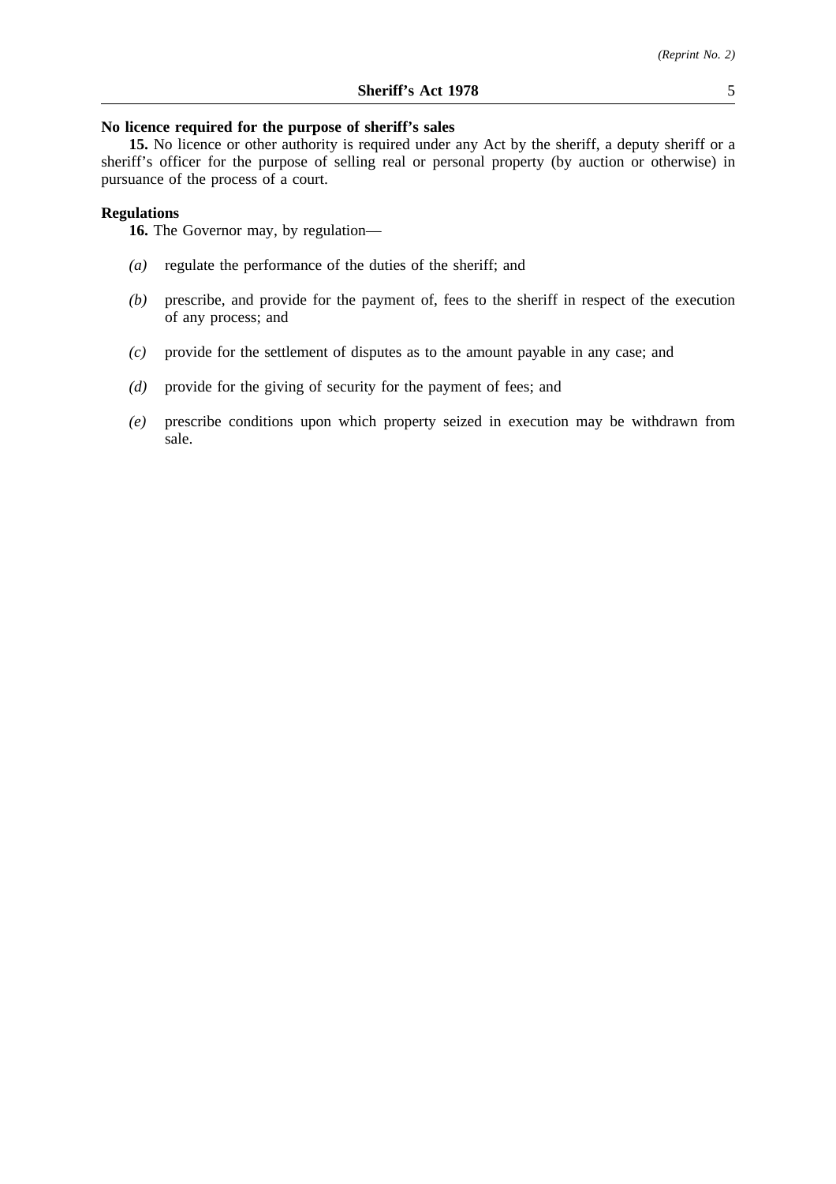**No licence required for the purpose of sheriff's sales**

**15.** No licence or other authority is required under any Act by the sheriff, a deputy sheriff or a sheriff's officer for the purpose of selling real or personal property (by auction or otherwise) in pursuance of the process of a court.

**Regulations**

**16.** The Governor may, by regulation—

*(a)* regulate the performance of the duties of the sheriff; and

*(b)* prescribe, and provide for the payment of, fees to the sheriff in respect of the execution of any process; and

*(c)* provide for the settlement of disputes as to the amount payable in any case; and

*(d)* provide for the giving of security for the payment of fees; and

*(e)* prescribe conditions upon which property seized in execution may be withdrawn from sale.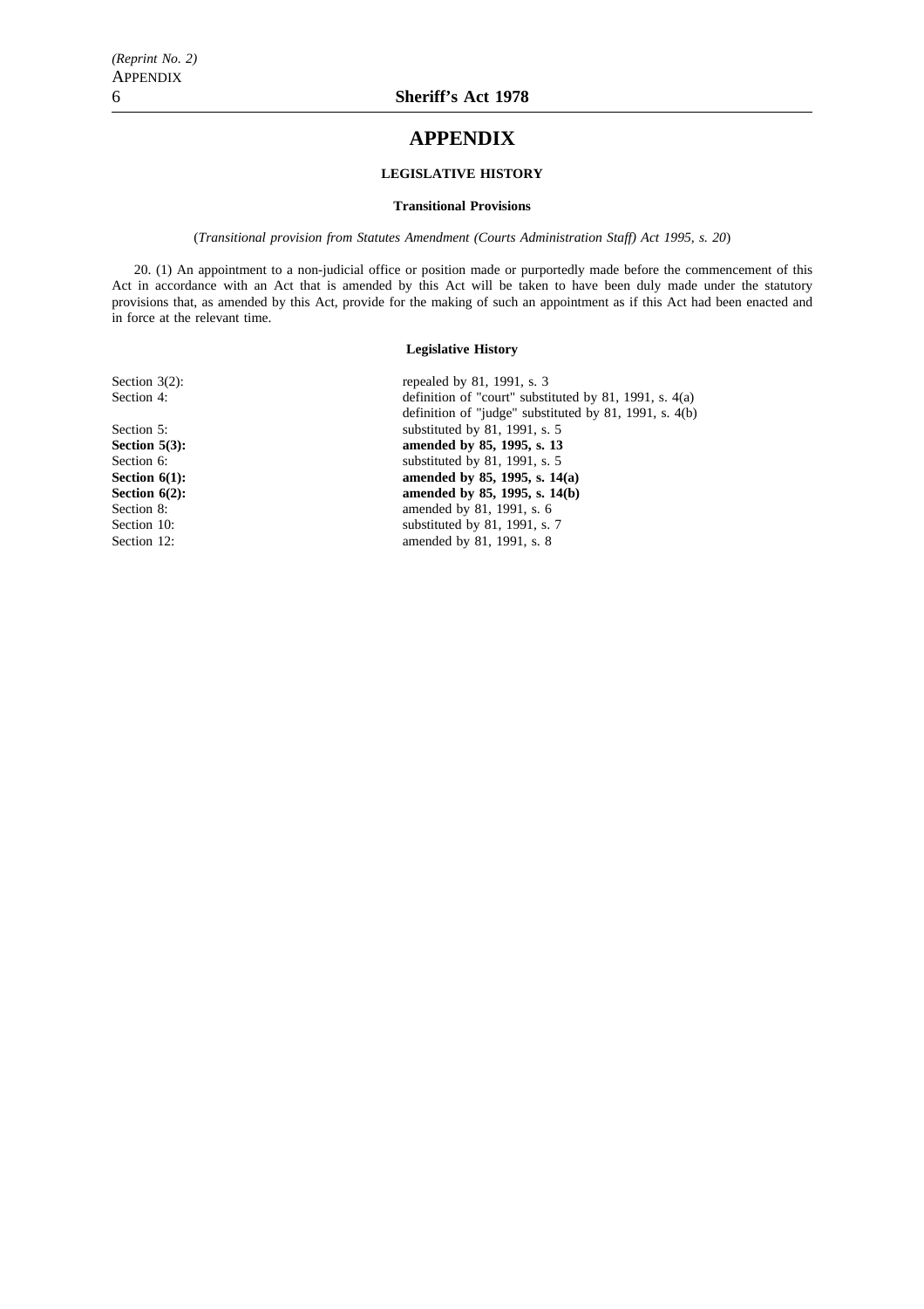# APPENDIX

## LEGISLATIVE HISTORY

### Transitional Provisions

(*Transitional provision from Statutes Amendment (Courts Administration Staff) Act 1995, s. 20*)

20. (1) An appointment to a non-judicial office or position made or purportedly made before the commencement of this Act in accordance with an Act that is amended by this Act will be taken to have been duly made under the statutory provisions that, as amended by this Act, provide for the making of such an appointment as if this Act had been enacted and in force at the relevant time.

### Legislative History

| | |
|---|---|
| Section 3(2): | repealed by 81, 1991, s. 3 |
| Section 4: | definition of "court" substituted by 81, 1991, s. 4(a) |
| | definition of "judge" substituted by 81, 1991, s. 4(b) |
| Section 5: | substituted by 81, 1991, s. 5 |
| **Section 5(3):** | **amended by 85, 1995, s. 13** |
| Section 6: | substituted by 81, 1991, s. 5 |
| **Section 6(1):** | **amended by 85, 1995, s. 14(a)** |
| **Section 6(2):** | **amended by 85, 1995, s. 14(b)** |
| Section 8: | amended by 81, 1991, s. 6 |
| Section 10: | substituted by 81, 1991, s. 7 |
| Section 12: | amended by 81, 1991, s. 8 |